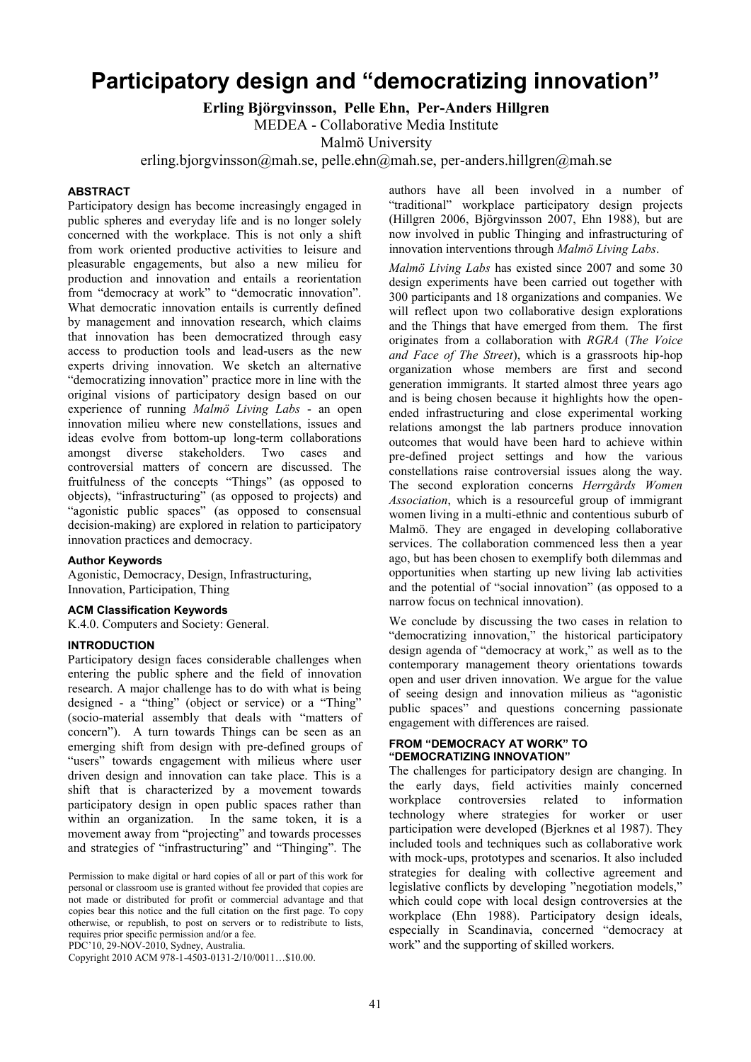# Participatory design and "democratizing innovation"

**Erling Björgvinsson, Pelle Ehn, Per-Anders Hillgren**

MEDEA - Collaborative Media Institute

Malmö University

erling.bjorgvinsson@mah.se, pelle.ehn@mah.se, per-anders.hillgren@mah.se

### ABSTRACT

Participatory design has become increasingly engaged in public spheres and everyday life and is no longer solely concerned with the workplace. This is not only a shift from work oriented productive activities to leisure and pleasurable engagements, but also a new milieu for production and innovation and entails a reorientation from "democracy at work" to "democratic innovation". What democratic innovation entails is currently defined by management and innovation research, which claims that innovation has been democratized through easy access to production tools and lead-users as the new experts driving innovation. We sketch an alternative "democratizing innovation" practice more in line with the original visions of participatory design based on our experience of running *Malmö Living Labs* - an open innovation milieu where new constellations, issues and ideas evolve from bottom-up long-term collaborations amongst diverse stakeholders. Two cases and controversial matters of concern are discussed. The fruitfulness of the concepts "Things" (as opposed to objects), "infrastructuring" (as opposed to projects) and "agonistic public spaces" (as opposed to consensual decision-making) are explored in relation to participatory innovation practices and democracy.

### Author Keywords

Agonistic, Democracy, Design, Infrastructuring, Innovation, Participation, Thing

### ACM Classification Keywords

K.4.0. Computers and Society: General.

### INTRODUCTION

Participatory design faces considerable challenges when entering the public sphere and the field of innovation research. A major challenge has to do with what is being designed - a "thing" (object or service) or a "Thing" (socio-material assembly that deals with "matters of concern"). A turn towards Things can be seen as an emerging shift from design with pre-defined groups of "users" towards engagement with milieus where user driven design and innovation can take place. This is a shift that is characterized by a movement towards participatory design in open public spaces rather than within an organization. In the same token, it is a movement away from "projecting" and towards processes and strategies of "infrastructuring" and "Thinging". The authors have all been involved in a number of "traditional" workplace participatory design projects (Hillgren 2006, Björgvinsson 2007, Ehn 1988), but are now involved in public Thinging and infrastructuring of innovation interventions through *Malmö Living Labs*.

*Malmö Living Labs* has existed since 2007 and some 30 design experiments have been carried out together with 300 participants and 18 organizations and companies. We will reflect upon two collaborative design explorations and the Things that have emerged from them. The first originates from a collaboration with *RGRA* (*The Voice and Face of The Street*), which is a grassroots hip-hop organization whose members are first and second generation immigrants. It started almost three years ago and is being chosen because it highlights how the open-ended infrastructuring and close experimental working relations amongst the lab partners produce innovation outcomes that would have been hard to achieve within pre-defined project settings and how the various constellations raise controversial issues along the way. The second exploration concerns *Herrgårds Women Association*, which is a resourceful group of immigrant women living in a multi-ethnic and contentious suburb of Malmö. They are engaged in developing collaborative services. The collaboration commenced less then a year ago, but has been chosen to exemplify both dilemmas and opportunities when starting up new living lab activities and the potential of "social innovation" (as opposed to a narrow focus on technical innovation).

We conclude by discussing the two cases in relation to "democratizing innovation," the historical participatory design agenda of "democracy at work," as well as to the contemporary management theory orientations towards open and user driven innovation. We argue for the value of seeing design and innovation milieus as "agonistic public spaces" and questions concerning passionate engagement with differences are raised.

### FROM "DEMOCRACY AT WORK" TO "DEMOCRATIZING INNOVATION"

The challenges for participatory design are changing. In the early days, field activities mainly concerned workplace controversies related to information technology where strategies for worker or user participation were developed (Bjerknes et al 1987). They included tools and techniques such as collaborative work with mock-ups, prototypes and scenarios. It also included strategies for dealing with collective agreement and legislative conflicts by developing "negotiation models," which could cope with local design controversies at the workplace (Ehn 1988). Participatory design ideals, especially in Scandinavia, concerned "democracy at work" and the supporting of skilled workers.

Permission to make digital or hard copies of all or part of this work for personal or classroom use is granted without fee provided that copies are not made or distributed for profit or commercial advantage and that copies bear this notice and the full citation on the first page. To copy otherwise, or republish, to post on servers or to redistribute to lists, requires prior specific permission and/or a fee.
PDC'10, 29-NOV-2010, Sydney, Australia.
Copyright 2010 ACM 978-1-4503-0131-2/10/0011…$10.00.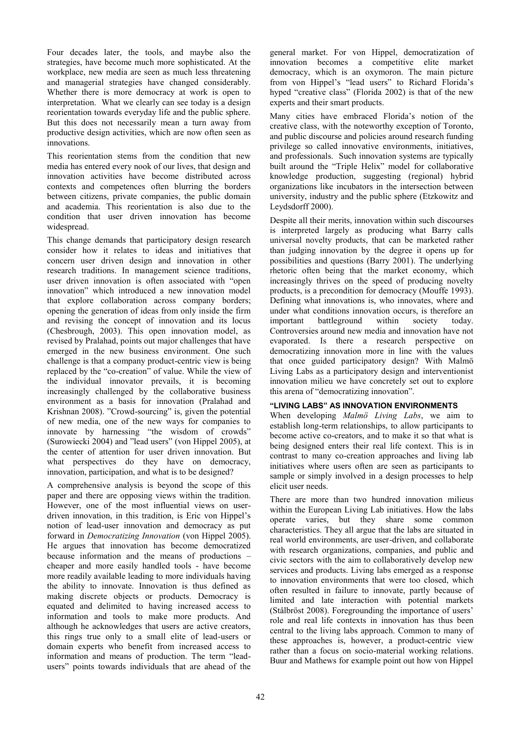Four decades later, the tools, and maybe also the strategies, have become much more sophisticated. At the workplace, new media are seen as much less threatening and managerial strategies have changed considerably. Whether there is more democracy at work is open to interpretation. What we clearly can see today is a design reorientation towards everyday life and the public sphere. But this does not necessarily mean a turn away from productive design activities, which are now often seen as innovations.

This reorientation stems from the condition that new media has entered every nook of our lives, that design and innovation activities have become distributed across contexts and competences often blurring the borders between citizens, private companies, the public domain and academia. This reorientation is also due to the condition that user driven innovation has become widespread.

This change demands that participatory design research consider how it relates to ideas and initiatives that concern user driven design and innovation in other research traditions. In management science traditions, user driven innovation is often associated with "open innovation" which introduced a new innovation model that explore collaboration across company borders; opening the generation of ideas from only inside the firm and revising the concept of innovation and its locus (Chesbrough, 2003). This open innovation model, as revised by Pralahad, points out major challenges that have emerged in the new business environment. One such challenge is that a company product-centric view is being replaced by the "co-creation" of value. While the view of the individual innovator prevails, it is becoming increasingly challenged by the collaborative business environment as a basis for innovation (Pralahad and Krishnan 2008). "Crowd-sourcing" is, given the potential of new media, one of the new ways for companies to innovate by harnessing "the wisdom of crowds" (Surowiecki 2004) and "lead users" (von Hippel 2005), at the center of attention for user driven innovation. But what perspectives do they have on democracy, innovation, participation, and what is to be designed?

A comprehensive analysis is beyond the scope of this paper and there are opposing views within the tradition. However, one of the most influential views on user-driven innovation, in this tradition, is Eric von Hippel's notion of lead-user innovation and democracy as put forward in *Democratizing Innovation* (von Hippel 2005). He argues that innovation has become democratized because information and the means of productions – cheaper and more easily handled tools - have become more readily available leading to more individuals having the ability to innovate. Innovation is thus defined as making discrete objects or products. Democracy is equated and delimited to having increased access to information and tools to make more products. And although he acknowledges that users are active creators, this rings true only to a small elite of lead-users or domain experts who benefit from increased access to information and means of production. The term "lead-users" points towards individuals that are ahead of the general market. For von Hippel, democratization of innovation becomes a competitive elite market democracy, which is an oxymoron. The main picture from von Hippel's "lead users" to Richard Florida's hyped "creative class" (Florida 2002) is that of the new experts and their smart products.

Many cities have embraced Florida's notion of the creative class, with the noteworthy exception of Toronto, and public discourse and policies around research funding privilege so called innovative environments, initiatives, and professionals. Such innovation systems are typically built around the "Triple Helix" model for collaborative knowledge production, suggesting (regional) hybrid organizations like incubators in the intersection between university, industry and the public sphere (Etzkowitz and Leydsdorff 2000).

Despite all their merits, innovation within such discourses is interpreted largely as producing what Barry calls universal novelty products, that can be marketed rather than judging innovation by the degree it opens up for possibilities and questions (Barry 2001). The underlying rhetoric often being that the market economy, which increasingly thrives on the speed of producing novelty products, is a precondition for democracy (Mouffe 1993). Defining what innovations is, who innovates, where and under what conditions innovation occurs, is therefore an important battleground within society today. Controversies around new media and innovation have not evaporated. Is there a research perspective on democratizing innovation more in line with the values that once guided participatory design? With Malmö Living Labs as a participatory design and interventionist innovation milieu we have concretely set out to explore this arena of "democratizing innovation".

### "LIVING LABS" AS INNOVATION ENVIRONMENTS

When developing *Malmö Living Labs*, we aim to establish long-term relationships, to allow participants to become active co-creators, and to make it so that what is being designed enters their real life context. This is in contrast to many co-creation approaches and living lab initiatives where users often are seen as participants to sample or simply involved in a design processes to help elicit user needs.

There are more than two hundred innovation milieus within the European Living Lab initiatives. How the labs operate varies, but they share some common characteristics. They all argue that the labs are situated in real world environments, are user-driven, and collaborate with research organizations, companies, and public and civic sectors with the aim to collaboratively develop new services and products. Living labs emerged as a response to innovation environments that were too closed, which often resulted in failure to innovate, partly because of limited and late interaction with potential markets (Stålbröst 2008). Foregrounding the importance of users' role and real life contexts in innovation has thus been central to the living labs approach. Common to many of these approaches is, however, a product-centric view rather than a focus on socio-material working relations. Buur and Mathews for example point out how von Hippel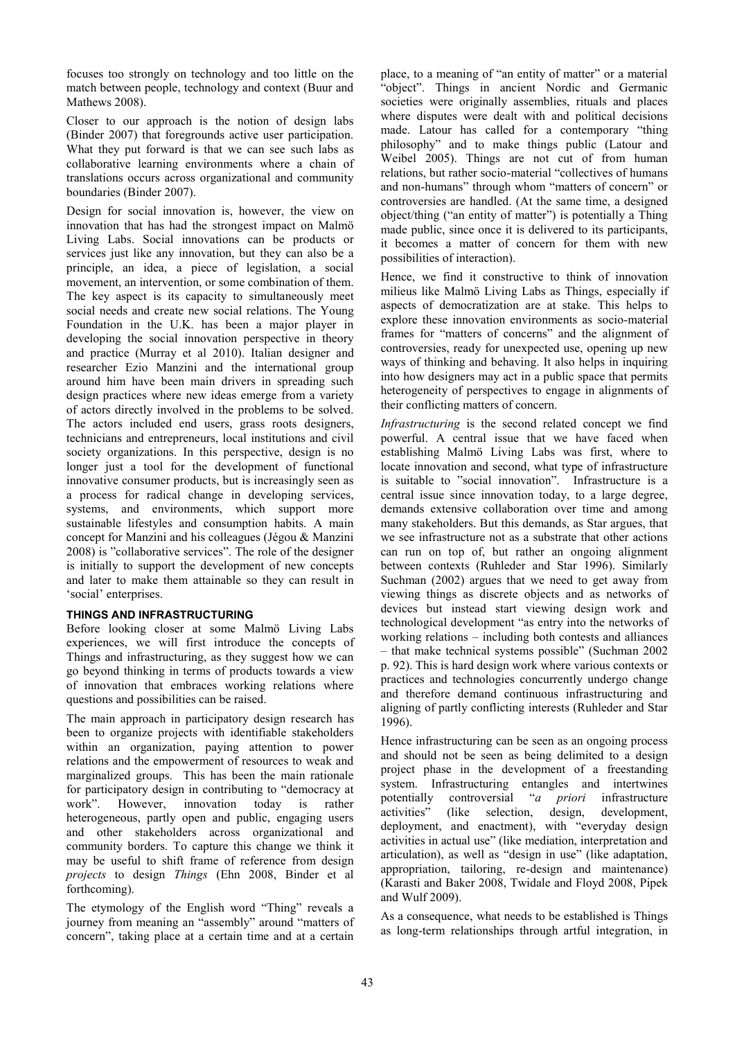focuses too strongly on technology and too little on the match between people, technology and context (Buur and Mathews 2008).

Closer to our approach is the notion of design labs (Binder 2007) that foregrounds active user participation. What they put forward is that we can see such labs as collaborative learning environments where a chain of translations occurs across organizational and community boundaries (Binder 2007).

Design for social innovation is, however, the view on innovation that has had the strongest impact on Malmö Living Labs. Social innovations can be products or services just like any innovation, but they can also be a principle, an idea, a piece of legislation, a social movement, an intervention, or some combination of them. The key aspect is its capacity to simultaneously meet social needs and create new social relations. The Young Foundation in the U.K. has been a major player in developing the social innovation perspective in theory and practice (Murray et al 2010). Italian designer and researcher Ezio Manzini and the international group around him have been main drivers in spreading such design practices where new ideas emerge from a variety of actors directly involved in the problems to be solved. The actors included end users, grass roots designers, technicians and entrepreneurs, local institutions and civil society organizations. In this perspective, design is no longer just a tool for the development of functional innovative consumer products, but is increasingly seen as a process for radical change in developing services, systems, and environments, which support more sustainable lifestyles and consumption habits. A main concept for Manzini and his colleagues (Jégou & Manzini 2008) is "collaborative services". The role of the designer is initially to support the development of new concepts and later to make them attainable so they can result in 'social' enterprises.

## THINGS AND INFRASTRUCTURING

Before looking closer at some Malmö Living Labs experiences, we will first introduce the concepts of Things and infrastructuring, as they suggest how we can go beyond thinking in terms of products towards a view of innovation that embraces working relations where questions and possibilities can be raised.

The main approach in participatory design research has been to organize projects with identifiable stakeholders within an organization, paying attention to power relations and the empowerment of resources to weak and marginalized groups. This has been the main rationale for participatory design in contributing to "democracy at work". However, innovation today is rather heterogeneous, partly open and public, engaging users and other stakeholders across organizational and community borders. To capture this change we think it may be useful to shift frame of reference from design *projects* to design *Things* (Ehn 2008, Binder et al forthcoming).

The etymology of the English word "Thing" reveals a journey from meaning an "assembly" around "matters of concern", taking place at a certain time and at a certain place, to a meaning of "an entity of matter" or a material "object". Things in ancient Nordic and Germanic societies were originally assemblies, rituals and places where disputes were dealt with and political decisions made. Latour has called for a contemporary "thing philosophy" and to make things public (Latour and Weibel 2005). Things are not cut of from human relations, but rather socio-material "collectives of humans and non-humans" through whom "matters of concern" or controversies are handled. (At the same time, a designed object/thing ("an entity of matter") is potentially a Thing made public, since once it is delivered to its participants, it becomes a matter of concern for them with new possibilities of interaction).

Hence, we find it constructive to think of innovation milieus like Malmö Living Labs as Things, especially if aspects of democratization are at stake. This helps to explore these innovation environments as socio-material frames for "matters of concerns" and the alignment of controversies, ready for unexpected use, opening up new ways of thinking and behaving. It also helps in inquiring into how designers may act in a public space that permits heterogeneity of perspectives to engage in alignments of their conflicting matters of concern.

*Infrastructuring* is the second related concept we find powerful. A central issue that we have faced when establishing Malmö Living Labs was first, where to locate innovation and second, what type of infrastructure is suitable to "social innovation". Infrastructure is a central issue since innovation today, to a large degree, demands extensive collaboration over time and among many stakeholders. But this demands, as Star argues, that we see infrastructure not as a substrate that other actions can run on top of, but rather an ongoing alignment between contexts (Ruhleder and Star 1996). Similarly Suchman (2002) argues that we need to get away from viewing things as discrete objects and as networks of devices but instead start viewing design work and technological development "as entry into the networks of working relations – including both contests and alliances – that make technical systems possible" (Suchman 2002 p. 92). This is hard design work where various contexts or practices and technologies concurrently undergo change and therefore demand continuous infrastructuring and aligning of partly conflicting interests (Ruhleder and Star 1996).

Hence infrastructuring can be seen as an ongoing process and should not be seen as being delimited to a design project phase in the development of a freestanding system. Infrastructuring entangles and intertwines potentially controversial "*a priori* infrastructure activities" (like selection, design, development, deployment, and enactment), with "everyday design activities in actual use" (like mediation, interpretation and articulation), as well as "design in use" (like adaptation, appropriation, tailoring, re-design and maintenance) (Karasti and Baker 2008, Twidale and Floyd 2008, Pipek and Wulf 2009).

As a consequence, what needs to be established is Things as long-term relationships through artful integration, in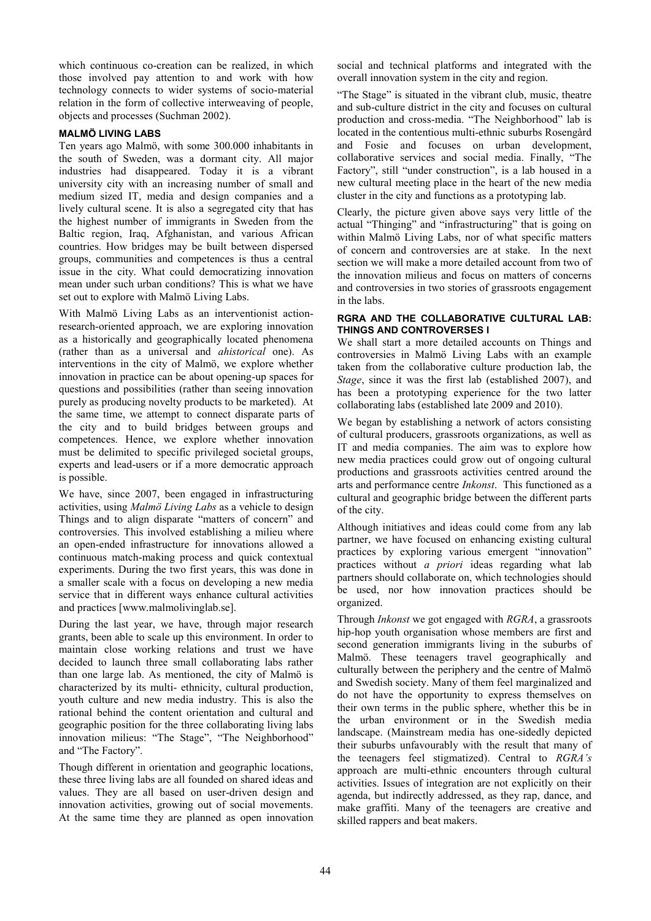which continuous co-creation can be realized, in which those involved pay attention to and work with how technology connects to wider systems of socio-material relation in the form of collective interweaving of people, objects and processes (Suchman 2002).

### MALMÖ LIVING LABS

Ten years ago Malmö, with some 300.000 inhabitants in the south of Sweden, was a dormant city. All major industries had disappeared. Today it is a vibrant university city with an increasing number of small and medium sized IT, media and design companies and a lively cultural scene. It is also a segregated city that has the highest number of immigrants in Sweden from the Baltic region, Iraq, Afghanistan, and various African countries. How bridges may be built between dispersed groups, communities and competences is thus a central issue in the city. What could democratizing innovation mean under such urban conditions? This is what we have set out to explore with Malmö Living Labs.

With Malmö Living Labs as an interventionist action-research-oriented approach, we are exploring innovation as a historically and geographically located phenomena (rather than as a universal and *ahistorical* one). As interventions in the city of Malmö, we explore whether innovation in practice can be about opening-up spaces for questions and possibilities (rather than seeing innovation purely as producing novelty products to be marketed). At the same time, we attempt to connect disparate parts of the city and to build bridges between groups and competences. Hence, we explore whether innovation must be delimited to specific privileged societal groups, experts and lead-users or if a more democratic approach is possible.

We have, since 2007, been engaged in infrastructuring activities, using *Malmö Living Labs* as a vehicle to design Things and to align disparate "matters of concern" and controversies. This involved establishing a milieu where an open-ended infrastructure for innovations allowed a continuous match-making process and quick contextual experiments. During the two first years, this was done in a smaller scale with a focus on developing a new media service that in different ways enhance cultural activities and practices [www.malmolivinglab.se].

During the last year, we have, through major research grants, been able to scale up this environment. In order to maintain close working relations and trust we have decided to launch three small collaborating labs rather than one large lab. As mentioned, the city of Malmö is characterized by its multi- ethnicity, cultural production, youth culture and new media industry. This is also the rational behind the content orientation and cultural and geographic position for the three collaborating living labs innovation milieus: "The Stage", "The Neighborhood" and "The Factory".

Though different in orientation and geographic locations, these three living labs are all founded on shared ideas and values. They are all based on user-driven design and innovation activities, growing out of social movements. At the same time they are planned as open innovation social and technical platforms and integrated with the overall innovation system in the city and region.

"The Stage" is situated in the vibrant club, music, theatre and sub-culture district in the city and focuses on cultural production and cross-media. "The Neighborhood" lab is located in the contentious multi-ethnic suburbs Rosengård and Fosie and focuses on urban development, collaborative services and social media. Finally, "The Factory", still "under construction", is a lab housed in a new cultural meeting place in the heart of the new media cluster in the city and functions as a prototyping lab.

Clearly, the picture given above says very little of the actual "Thinging" and "infrastructuring" that is going on within Malmö Living Labs, nor of what specific matters of concern and controversies are at stake. In the next section we will make a more detailed account from two of the innovation milieus and focus on matters of concerns and controversies in two stories of grassroots engagement in the labs.

### RGRA AND THE COLLABORATIVE CULTURAL LAB: THINGS AND CONTROVERSES I

We shall start a more detailed accounts on Things and controversies in Malmö Living Labs with an example taken from the collaborative culture production lab, the *Stage*, since it was the first lab (established 2007), and has been a prototyping experience for the two latter collaborating labs (established late 2009 and 2010).

We began by establishing a network of actors consisting of cultural producers, grassroots organizations, as well as IT and media companies. The aim was to explore how new media practices could grow out of ongoing cultural productions and grassroots activities centred around the arts and performance centre *Inkonst*. This functioned as a cultural and geographic bridge between the different parts of the city.

Although initiatives and ideas could come from any lab partner, we have focused on enhancing existing cultural practices by exploring various emergent "innovation" practices without *a priori* ideas regarding what lab partners should collaborate on, which technologies should be used, nor how innovation practices should be organized.

Through *Inkonst* we got engaged with *RGRA*, a grassroots hip-hop youth organisation whose members are first and second generation immigrants living in the suburbs of Malmö. These teenagers travel geographically and culturally between the periphery and the centre of Malmö and Swedish society. Many of them feel marginalized and do not have the opportunity to express themselves on their own terms in the public sphere, whether this be in the urban environment or in the Swedish media landscape. (Mainstream media has one-sidedly depicted their suburbs unfavourably with the result that many of the teenagers feel stigmatized). Central to *RGRA's* approach are multi-ethnic encounters through cultural activities. Issues of integration are not explicitly on their agenda, but indirectly addressed, as they rap, dance, and make graffiti. Many of the teenagers are creative and skilled rappers and beat makers.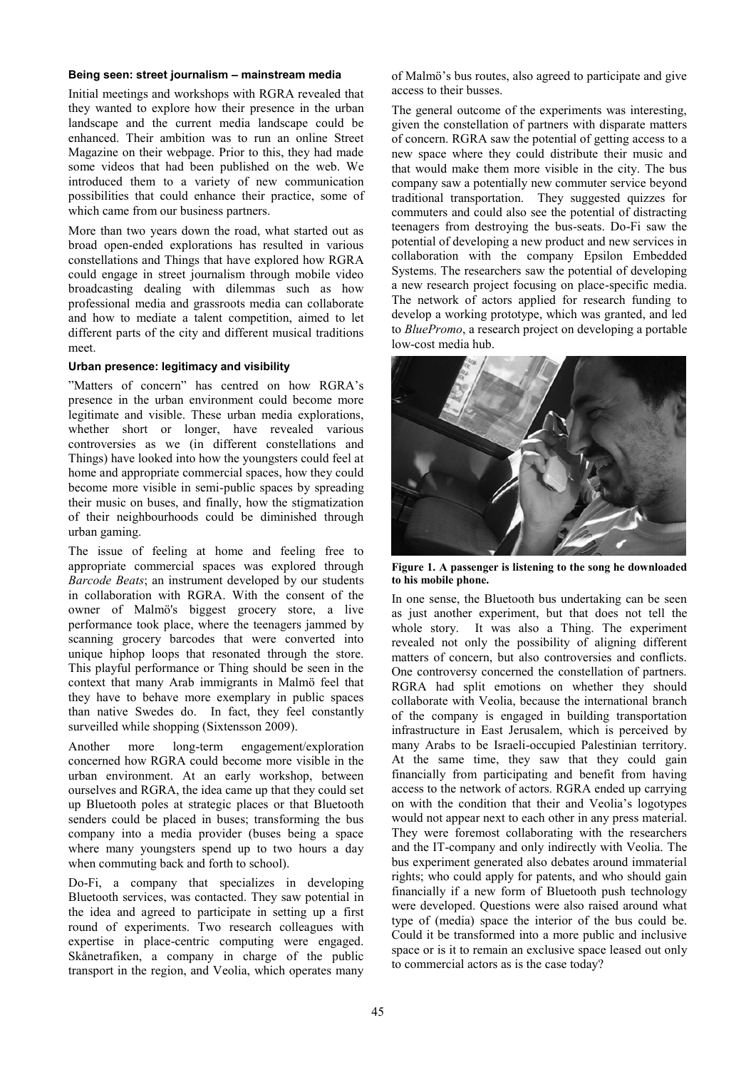#### Being seen: street journalism – mainstream media

Initial meetings and workshops with RGRA revealed that they wanted to explore how their presence in the urban landscape and the current media landscape could be enhanced. Their ambition was to run an online Street Magazine on their webpage. Prior to this, they had made some videos that had been published on the web. We introduced them to a variety of new communication possibilities that could enhance their practice, some of which came from our business partners.

More than two years down the road, what started out as broad open-ended explorations has resulted in various constellations and Things that have explored how RGRA could engage in street journalism through mobile video broadcasting dealing with dilemmas such as how professional media and grassroots media can collaborate and how to mediate a talent competition, aimed to let different parts of the city and different musical traditions meet.

#### Urban presence: legitimacy and visibility

"Matters of concern" has centred on how RGRA's presence in the urban environment could become more legitimate and visible. These urban media explorations, whether short or longer, have revealed various controversies as we (in different constellations and Things) have looked into how the youngsters could feel at home and appropriate commercial spaces, how they could become more visible in semi-public spaces by spreading their music on buses, and finally, how the stigmatization of their neighbourhoods could be diminished through urban gaming.

The issue of feeling at home and feeling free to appropriate commercial spaces was explored through *Barcode Beats*; an instrument developed by our students in collaboration with RGRA. With the consent of the owner of Malmö's biggest grocery store, a live performance took place, where the teenagers jammed by scanning grocery barcodes that were converted into unique hiphop loops that resonated through the store. This playful performance or Thing should be seen in the context that many Arab immigrants in Malmö feel that they have to behave more exemplary in public spaces than native Swedes do. In fact, they feel constantly surveilled while shopping (Sixtensson 2009).

Another more long-term engagement/exploration concerned how RGRA could become more visible in the urban environment. At an early workshop, between ourselves and RGRA, the idea came up that they could set up Bluetooth poles at strategic places or that Bluetooth senders could be placed in buses; transforming the bus company into a media provider (buses being a space where many youngsters spend up to two hours a day when commuting back and forth to school).

Do-Fi, a company that specializes in developing Bluetooth services, was contacted. They saw potential in the idea and agreed to participate in setting up a first round of experiments. Two research colleagues with expertise in place-centric computing were engaged. Skånetrafiken, a company in charge of the public transport in the region, and Veolia, which operates many of Malmö's bus routes, also agreed to participate and give access to their busses.

The general outcome of the experiments was interesting, given the constellation of partners with disparate matters of concern. RGRA saw the potential of getting access to a new space where they could distribute their music and that would make them more visible in the city. The bus company saw a potentially new commuter service beyond traditional transportation. They suggested quizzes for commuters and could also see the potential of distracting teenagers from destroying the bus-seats. Do-Fi saw the potential of developing a new product and new services in collaboration with the company Epsilon Embedded Systems. The researchers saw the potential of developing a new research project focusing on place-specific media. The network of actors applied for research funding to develop a working prototype, which was granted, and led to *BluePromo*, a research project on developing a portable low-cost media hub.

**Figure 1. A passenger is listening to the song he downloaded to his mobile phone.**

In one sense, the Bluetooth bus undertaking can be seen as just another experiment, but that does not tell the whole story. It was also a Thing. The experiment revealed not only the possibility of aligning different matters of concern, but also controversies and conflicts. One controversy concerned the constellation of partners. RGRA had split emotions on whether they should collaborate with Veolia, because the international branch of the company is engaged in building transportation infrastructure in East Jerusalem, which is perceived by many Arabs to be Israeli-occupied Palestinian territory. At the same time, they saw that they could gain financially from participating and benefit from having access to the network of actors. RGRA ended up carrying on with the condition that their and Veolia's logotypes would not appear next to each other in any press material. They were foremost collaborating with the researchers and the IT-company and only indirectly with Veolia. The bus experiment generated also debates around immaterial rights; who could apply for patents, and who should gain financially if a new form of Bluetooth push technology were developed. Questions were also raised around what type of (media) space the interior of the bus could be. Could it be transformed into a more public and inclusive space or is it to remain an exclusive space leased out only to commercial actors as is the case today?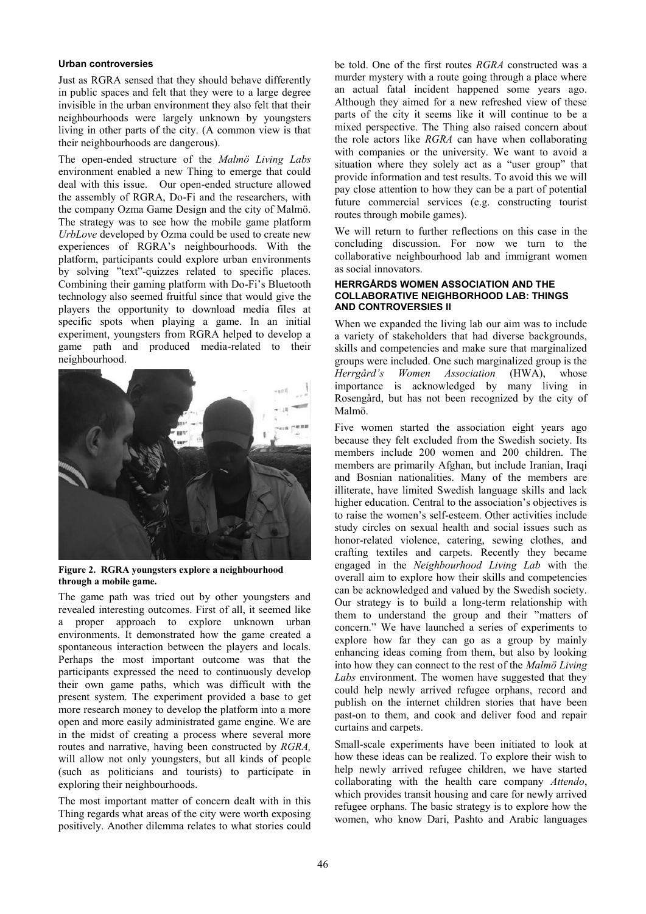### Urban controversies

Just as RGRA sensed that they should behave differently in public spaces and felt that they were to a large degree invisible in the urban environment they also felt that their neighbourhoods were largely unknown by youngsters living in other parts of the city. (A common view is that their neighbourhoods are dangerous).

The open-ended structure of the *Malmö Living Labs* environment enabled a new Thing to emerge that could deal with this issue. Our open-ended structure allowed the assembly of RGRA, Do-Fi and the researchers, with the company Ozma Game Design and the city of Malmö. The strategy was to see how the mobile game platform *UrbLove* developed by Ozma could be used to create new experiences of RGRA's neighbourhoods. With the platform, participants could explore urban environments by solving "text"-quizzes related to specific places. Combining their gaming platform with Do-Fi's Bluetooth technology also seemed fruitful since that would give the players the opportunity to download media files at specific spots when playing a game. In an initial experiment, youngsters from RGRA helped to develop a game path and produced media-related to their neighbourhood.

**Figure 2. RGRA youngsters explore a neighbourhood through a mobile game.**

The game path was tried out by other youngsters and revealed interesting outcomes. First of all, it seemed like a proper approach to explore unknown urban environments. It demonstrated how the game created a spontaneous interaction between the players and locals. Perhaps the most important outcome was that the participants expressed the need to continuously develop their own game paths, which was difficult with the present system. The experiment provided a base to get more research money to develop the platform into a more open and more easily administrated game engine. We are in the midst of creating a process where several more routes and narrative, having been constructed by *RGRA,* will allow not only youngsters, but all kinds of people (such as politicians and tourists) to participate in exploring their neighbourhoods.

The most important matter of concern dealt with in this Thing regards what areas of the city were worth exposing positively. Another dilemma relates to what stories could be told. One of the first routes *RGRA* constructed was a murder mystery with a route going through a place where an actual fatal incident happened some years ago. Although they aimed for a new refreshed view of these parts of the city it seems like it will continue to be a mixed perspective. The Thing also raised concern about the role actors like *RGRA* can have when collaborating with companies or the university. We want to avoid a situation where they solely act as a "user group" that provide information and test results. To avoid this we will pay close attention to how they can be a part of potential future commercial services (e.g. constructing tourist routes through mobile games).

We will return to further reflections on this case in the concluding discussion. For now we turn to the collaborative neighbourhood lab and immigrant women as social innovators.

### HERRGÅRDS WOMEN ASSOCIATION AND THE COLLABORATIVE NEIGHBORHOOD LAB: THINGS AND CONTROVERSIES II

When we expanded the living lab our aim was to include a variety of stakeholders that had diverse backgrounds, skills and competencies and make sure that marginalized groups were included. One such marginalized group is the *Herrgård's Women Association* (HWA), whose importance is acknowledged by many living in Rosengård, but has not been recognized by the city of Malmö.

Five women started the association eight years ago because they felt excluded from the Swedish society. Its members include 200 women and 200 children. The members are primarily Afghan, but include Iranian, Iraqi and Bosnian nationalities. Many of the members are illiterate, have limited Swedish language skills and lack higher education. Central to the association's objectives is to raise the women's self-esteem. Other activities include study circles on sexual health and social issues such as honor-related violence, catering, sewing clothes, and crafting textiles and carpets. Recently they became engaged in the *Neighbourhood Living Lab* with the overall aim to explore how their skills and competencies can be acknowledged and valued by the Swedish society. Our strategy is to build a long-term relationship with them to understand the group and their "matters of concern." We have launched a series of experiments to explore how far they can go as a group by mainly enhancing ideas coming from them, but also by looking into how they can connect to the rest of the *Malmö Living Labs* environment. The women have suggested that they could help newly arrived refugee orphans, record and publish on the internet children stories that have been past-on to them, and cook and deliver food and repair curtains and carpets.

Small-scale experiments have been initiated to look at how these ideas can be realized. To explore their wish to help newly arrived refugee children, we have started collaborating with the health care company *Attendo*, which provides transit housing and care for newly arrived refugee orphans. The basic strategy is to explore how the women, who know Dari, Pashto and Arabic languages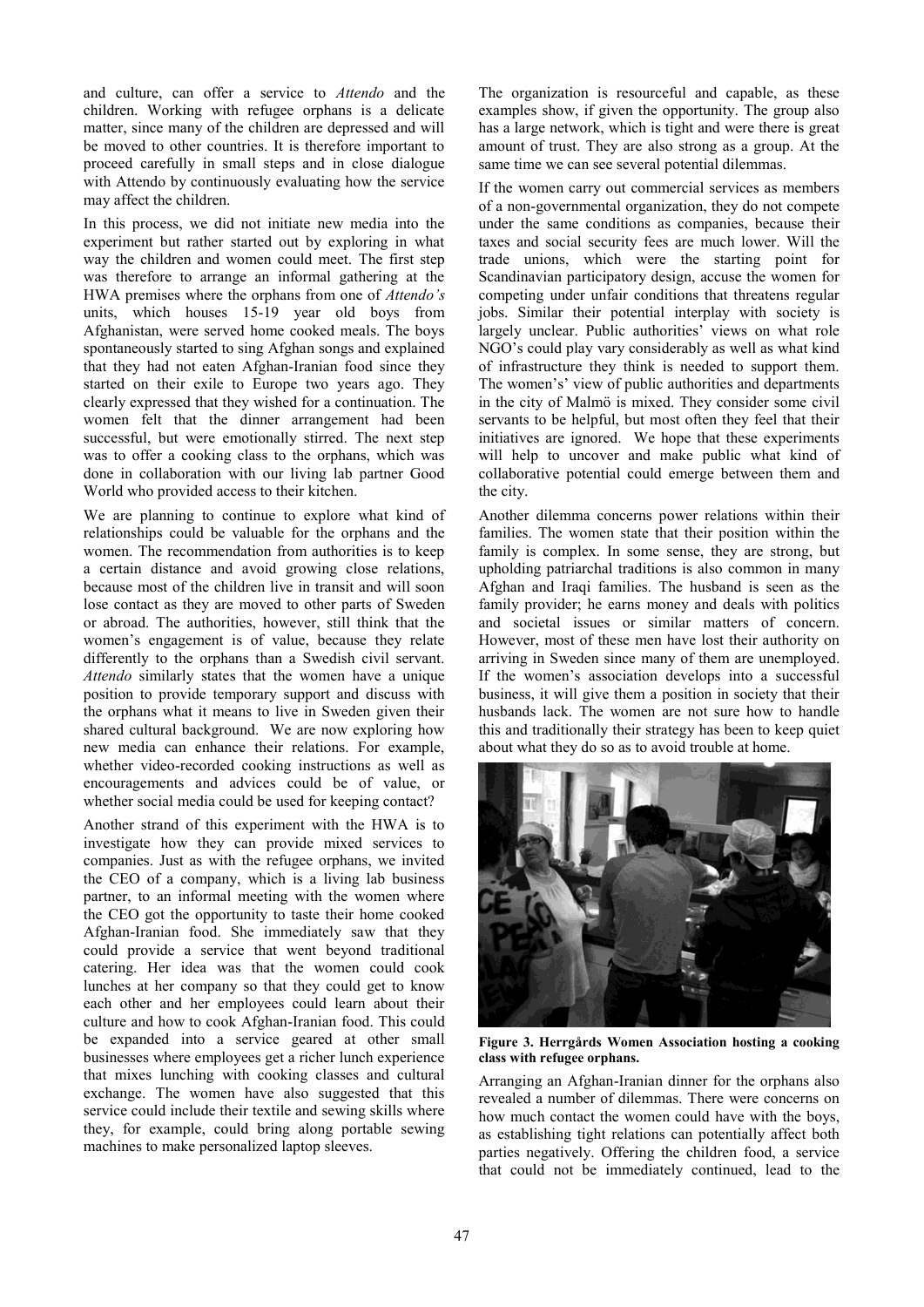and culture, can offer a service to *Attendo* and the children. Working with refugee orphans is a delicate matter, since many of the children are depressed and will be moved to other countries. It is therefore important to proceed carefully in small steps and in close dialogue with Attendo by continuously evaluating how the service may affect the children.

In this process, we did not initiate new media into the experiment but rather started out by exploring in what way the children and women could meet. The first step was therefore to arrange an informal gathering at the HWA premises where the orphans from one of *Attendo's* units, which houses 15-19 year old boys from Afghanistan, were served home cooked meals. The boys spontaneously started to sing Afghan songs and explained that they had not eaten Afghan-Iranian food since they started on their exile to Europe two years ago. They clearly expressed that they wished for a continuation. The women felt that the dinner arrangement had been successful, but were emotionally stirred. The next step was to offer a cooking class to the orphans, which was done in collaboration with our living lab partner Good World who provided access to their kitchen.

We are planning to continue to explore what kind of relationships could be valuable for the orphans and the women. The recommendation from authorities is to keep a certain distance and avoid growing close relations, because most of the children live in transit and will soon lose contact as they are moved to other parts of Sweden or abroad. The authorities, however, still think that the women's engagement is of value, because they relate differently to the orphans than a Swedish civil servant. *Attendo* similarly states that the women have a unique position to provide temporary support and discuss with the orphans what it means to live in Sweden given their shared cultural background. We are now exploring how new media can enhance their relations. For example, whether video-recorded cooking instructions as well as encouragements and advices could be of value, or whether social media could be used for keeping contact?

Another strand of this experiment with the HWA is to investigate how they can provide mixed services to companies. Just as with the refugee orphans, we invited the CEO of a company, which is a living lab business partner, to an informal meeting with the women where the CEO got the opportunity to taste their home cooked Afghan-Iranian food. She immediately saw that they could provide a service that went beyond traditional catering. Her idea was that the women could cook lunches at her company so that they could get to know each other and her employees could learn about their culture and how to cook Afghan-Iranian food. This could be expanded into a service geared at other small businesses where employees get a richer lunch experience that mixes lunching with cooking classes and cultural exchange. The women have also suggested that this service could include their textile and sewing skills where they, for example, could bring along portable sewing machines to make personalized laptop sleeves.

The organization is resourceful and capable, as these examples show, if given the opportunity. The group also has a large network, which is tight and were there is great amount of trust. They are also strong as a group. At the same time we can see several potential dilemmas.

If the women carry out commercial services as members of a non-governmental organization, they do not compete under the same conditions as companies, because their taxes and social security fees are much lower. Will the trade unions, which were the starting point for Scandinavian participatory design, accuse the women for competing under unfair conditions that threatens regular jobs. Similar their potential interplay with society is largely unclear. Public authorities' views on what role NGO's could play vary considerably as well as what kind of infrastructure they think is needed to support them. The women's' view of public authorities and departments in the city of Malmö is mixed. They consider some civil servants to be helpful, but most often they feel that their initiatives are ignored. We hope that these experiments will help to uncover and make public what kind of collaborative potential could emerge between them and the city.

Another dilemma concerns power relations within their families. The women state that their position within the family is complex. In some sense, they are strong, but upholding patriarchal traditions is also common in many Afghan and Iraqi families. The husband is seen as the family provider; he earns money and deals with politics and societal issues or similar matters of concern. However, most of these men have lost their authority on arriving in Sweden since many of them are unemployed. If the women's association develops into a successful business, it will give them a position in society that their husbands lack. The women are not sure how to handle this and traditionally their strategy has been to keep quiet about what they do so as to avoid trouble at home.

**Figure 3. Herrgårds Women Association hosting a cooking class with refugee orphans.**

Arranging an Afghan-Iranian dinner for the orphans also revealed a number of dilemmas. There were concerns on how much contact the women could have with the boys, as establishing tight relations can potentially affect both parties negatively. Offering the children food, a service that could not be immediately continued, lead to the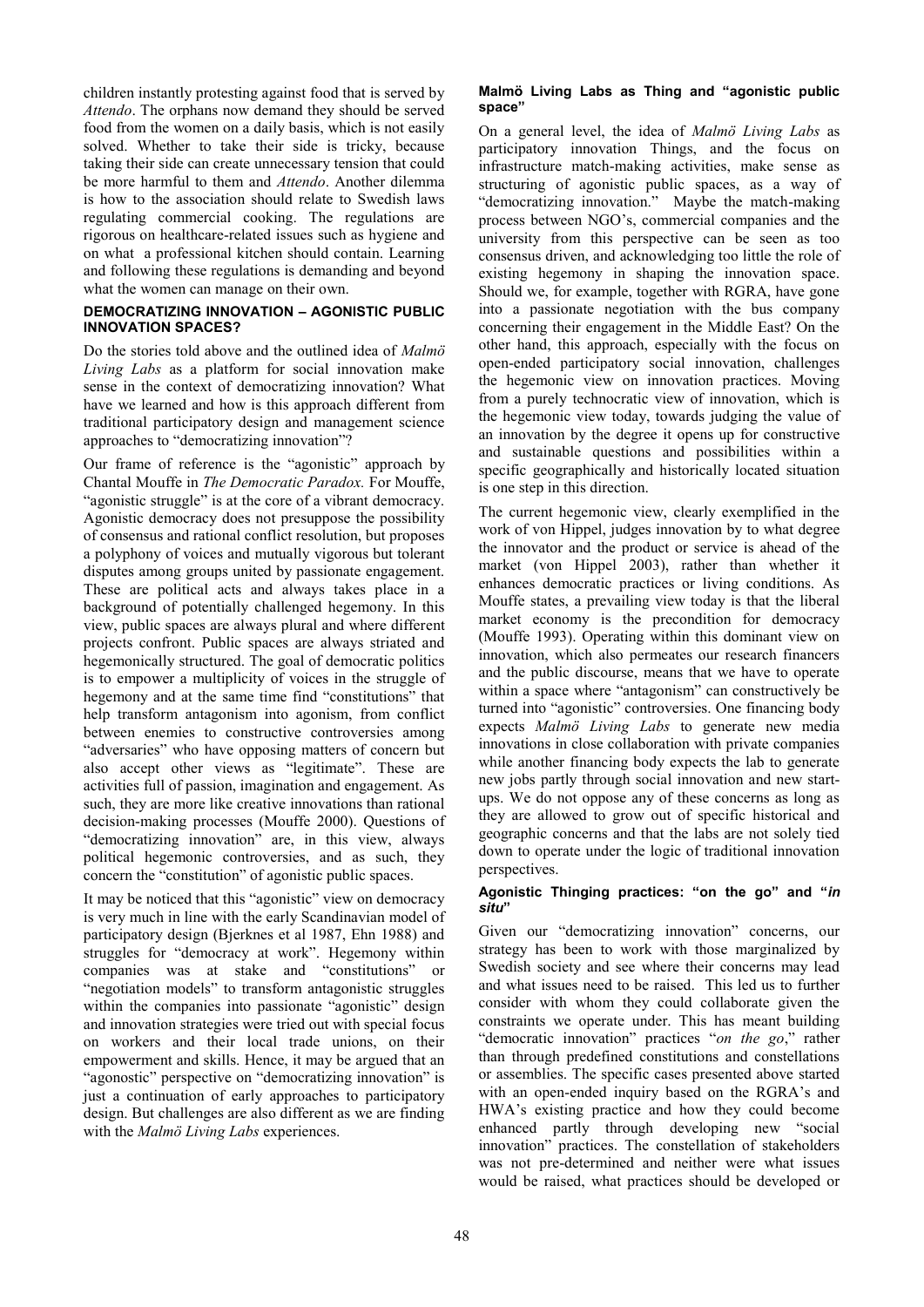children instantly protesting against food that is served by *Attendo*. The orphans now demand they should be served food from the women on a daily basis, which is not easily solved. Whether to take their side is tricky, because taking their side can create unnecessary tension that could be more harmful to them and *Attendo*. Another dilemma is how to the association should relate to Swedish laws regulating commercial cooking. The regulations are rigorous on healthcare-related issues such as hygiene and on what a professional kitchen should contain. Learning and following these regulations is demanding and beyond what the women can manage on their own.

### DEMOCRATIZING INNOVATION – AGONISTIC PUBLIC INNOVATION SPACES?

Do the stories told above and the outlined idea of *Malmö Living Labs* as a platform for social innovation make sense in the context of democratizing innovation? What have we learned and how is this approach different from traditional participatory design and management science approaches to "democratizing innovation"?

Our frame of reference is the "agonistic" approach by Chantal Mouffe in *The Democratic Paradox.* For Mouffe, "agonistic struggle" is at the core of a vibrant democracy. Agonistic democracy does not presuppose the possibility of consensus and rational conflict resolution, but proposes a polyphony of voices and mutually vigorous but tolerant disputes among groups united by passionate engagement. These are political acts and always takes place in a background of potentially challenged hegemony. In this view, public spaces are always plural and where different projects confront. Public spaces are always striated and hegemonically structured. The goal of democratic politics is to empower a multiplicity of voices in the struggle of hegemony and at the same time find "constitutions" that help transform antagonism into agonism, from conflict between enemies to constructive controversies among "adversaries" who have opposing matters of concern but also accept other views as "legitimate". These are activities full of passion, imagination and engagement. As such, they are more like creative innovations than rational decision-making processes (Mouffe 2000). Questions of "democratizing innovation" are, in this view, always political hegemonic controversies, and as such, they concern the "constitution" of agonistic public spaces.

It may be noticed that this "agonistic" view on democracy is very much in line with the early Scandinavian model of participatory design (Bjerknes et al 1987, Ehn 1988) and struggles for "democracy at work". Hegemony within companies was at stake and "constitutions" or "negotiation models" to transform antagonistic struggles within the companies into passionate "agonistic" design and innovation strategies were tried out with special focus on workers and their local trade unions, on their empowerment and skills. Hence, it may be argued that an "agonostic" perspective on "democratizing innovation" is just a continuation of early approaches to participatory design. But challenges are also different as we are finding with the *Malmö Living Labs* experiences.

#### Malmö Living Labs as Thing and "agonistic public space"

On a general level, the idea of *Malmö Living Labs* as participatory innovation Things, and the focus on infrastructure match-making activities, make sense as structuring of agonistic public spaces, as a way of "democratizing innovation." Maybe the match-making process between NGO's, commercial companies and the university from this perspective can be seen as too consensus driven, and acknowledging too little the role of existing hegemony in shaping the innovation space. Should we, for example, together with RGRA, have gone into a passionate negotiation with the bus company concerning their engagement in the Middle East? On the other hand, this approach, especially with the focus on open-ended participatory social innovation, challenges the hegemonic view on innovation practices. Moving from a purely technocratic view of innovation, which is the hegemonic view today, towards judging the value of an innovation by the degree it opens up for constructive and sustainable questions and possibilities within a specific geographically and historically located situation is one step in this direction.

The current hegemonic view, clearly exemplified in the work of von Hippel, judges innovation by to what degree the innovator and the product or service is ahead of the market (von Hippel 2003), rather than whether it enhances democratic practices or living conditions. As Mouffe states, a prevailing view today is that the liberal market economy is the precondition for democracy (Mouffe 1993). Operating within this dominant view on innovation, which also permeates our research financers and the public discourse, means that we have to operate within a space where "antagonism" can constructively be turned into "agonistic" controversies. One financing body expects *Malmö Living Labs* to generate new media innovations in close collaboration with private companies while another financing body expects the lab to generate new jobs partly through social innovation and new start-ups. We do not oppose any of these concerns as long as they are allowed to grow out of specific historical and geographic concerns and that the labs are not solely tied down to operate under the logic of traditional innovation perspectives.

#### Agonistic Thinging practices: "on the go" and "*in situ*"

Given our "democratizing innovation" concerns, our strategy has been to work with those marginalized by Swedish society and see where their concerns may lead and what issues need to be raised. This led us to further consider with whom they could collaborate given the constraints we operate under. This has meant building "democratic innovation" practices "*on the go*," rather than through predefined constitutions and constellations or assemblies. The specific cases presented above started with an open-ended inquiry based on the RGRA's and HWA's existing practice and how they could become enhanced partly through developing new "social innovation" practices. The constellation of stakeholders was not pre-determined and neither were what issues would be raised, what practices should be developed or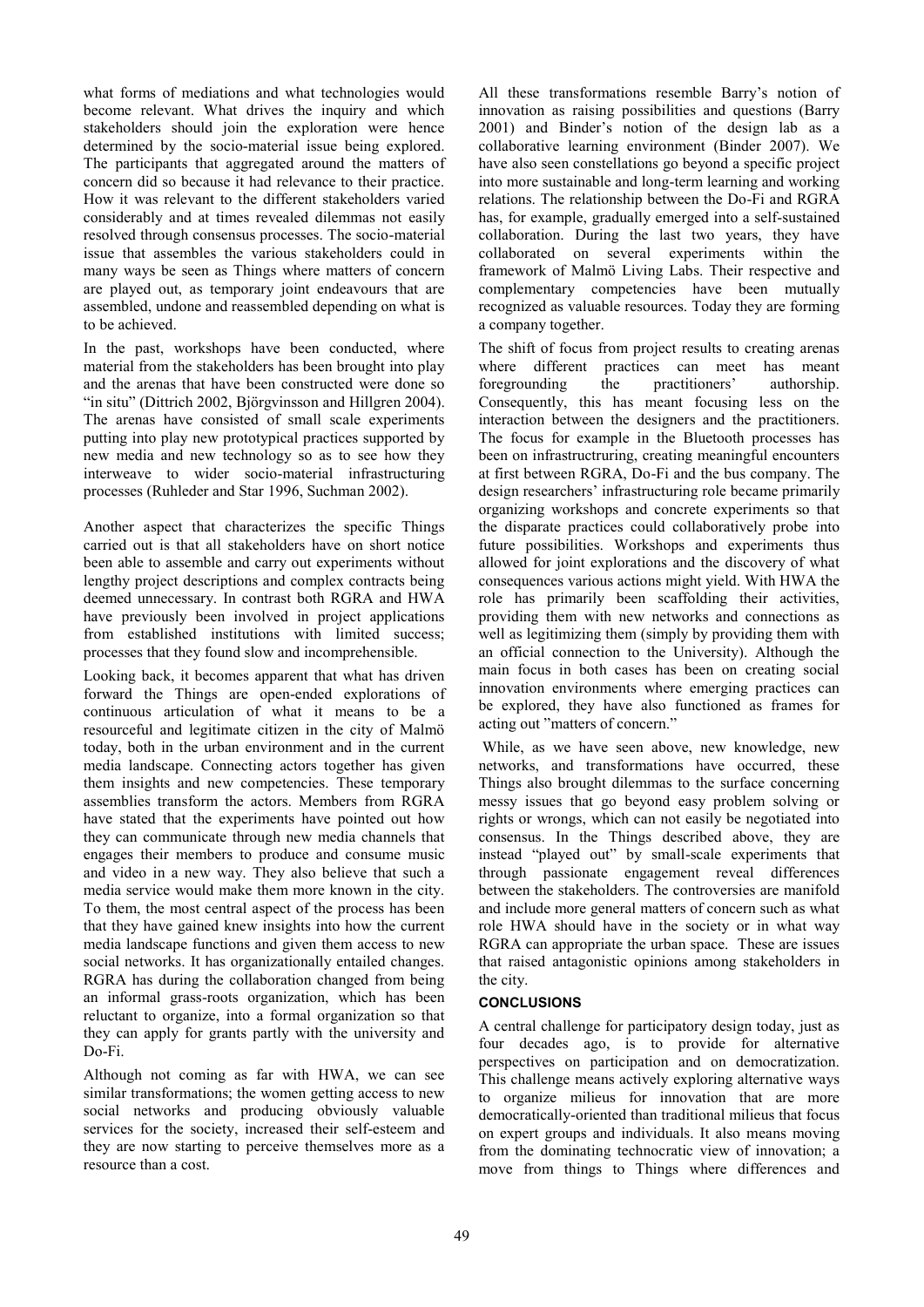what forms of mediations and what technologies would become relevant. What drives the inquiry and which stakeholders should join the exploration were hence determined by the socio-material issue being explored. The participants that aggregated around the matters of concern did so because it had relevance to their practice. How it was relevant to the different stakeholders varied considerably and at times revealed dilemmas not easily resolved through consensus processes. The socio-material issue that assembles the various stakeholders could in many ways be seen as Things where matters of concern are played out, as temporary joint endeavours that are assembled, undone and reassembled depending on what is to be achieved.

In the past, workshops have been conducted, where material from the stakeholders has been brought into play and the arenas that have been constructed were done so "in situ" (Dittrich 2002, Björgvinsson and Hillgren 2004). The arenas have consisted of small scale experiments putting into play new prototypical practices supported by new media and new technology so as to see how they interweave to wider socio-material infrastructuring processes (Ruhleder and Star 1996, Suchman 2002).

Another aspect that characterizes the specific Things carried out is that all stakeholders have on short notice been able to assemble and carry out experiments without lengthy project descriptions and complex contracts being deemed unnecessary. In contrast both RGRA and HWA have previously been involved in project applications from established institutions with limited success; processes that they found slow and incomprehensible.

Looking back, it becomes apparent that what has driven forward the Things are open-ended explorations of continuous articulation of what it means to be a resourceful and legitimate citizen in the city of Malmö today, both in the urban environment and in the current media landscape. Connecting actors together has given them insights and new competencies. These temporary assemblies transform the actors. Members from RGRA have stated that the experiments have pointed out how they can communicate through new media channels that engages their members to produce and consume music and video in a new way. They also believe that such a media service would make them more known in the city. To them, the most central aspect of the process has been that they have gained knew insights into how the current media landscape functions and given them access to new social networks. It has organizationally entailed changes. RGRA has during the collaboration changed from being an informal grass-roots organization, which has been reluctant to organize, into a formal organization so that they can apply for grants partly with the university and Do-Fi.

Although not coming as far with HWA, we can see similar transformations; the women getting access to new social networks and producing obviously valuable services for the society, increased their self-esteem and they are now starting to perceive themselves more as a resource than a cost.

All these transformations resemble Barry's notion of innovation as raising possibilities and questions (Barry 2001) and Binder's notion of the design lab as a collaborative learning environment (Binder 2007). We have also seen constellations go beyond a specific project into more sustainable and long-term learning and working relations. The relationship between the Do-Fi and RGRA has, for example, gradually emerged into a self-sustained collaboration. During the last two years, they have collaborated on several experiments within the framework of Malmö Living Labs. Their respective and complementary competencies have been mutually recognized as valuable resources. Today they are forming a company together.

The shift of focus from project results to creating arenas where different practices can meet has meant foregrounding the practitioners' authorship. Consequently, this has meant focusing less on the interaction between the designers and the practitioners. The focus for example in the Bluetooth processes has been on infrastructruring, creating meaningful encounters at first between RGRA, Do-Fi and the bus company. The design researchers' infrastructuring role became primarily organizing workshops and concrete experiments so that the disparate practices could collaboratively probe into future possibilities. Workshops and experiments thus allowed for joint explorations and the discovery of what consequences various actions might yield. With HWA the role has primarily been scaffolding their activities, providing them with new networks and connections as well as legitimizing them (simply by providing them with an official connection to the University). Although the main focus in both cases has been on creating social innovation environments where emerging practices can be explored, they have also functioned as frames for acting out "matters of concern."

While, as we have seen above, new knowledge, new networks, and transformations have occurred, these Things also brought dilemmas to the surface concerning messy issues that go beyond easy problem solving or rights or wrongs, which can not easily be negotiated into consensus. In the Things described above, they are instead "played out" by small-scale experiments that through passionate engagement reveal differences between the stakeholders. The controversies are manifold and include more general matters of concern such as what role HWA should have in the society or in what way RGRA can appropriate the urban space. These are issues that raised antagonistic opinions among stakeholders in the city.

## CONCLUSIONS

A central challenge for participatory design today, just as four decades ago, is to provide for alternative perspectives on participation and on democratization. This challenge means actively exploring alternative ways to organize milieus for innovation that are more democratically-oriented than traditional milieus that focus on expert groups and individuals. It also means moving from the dominating technocratic view of innovation; a move from things to Things where differences and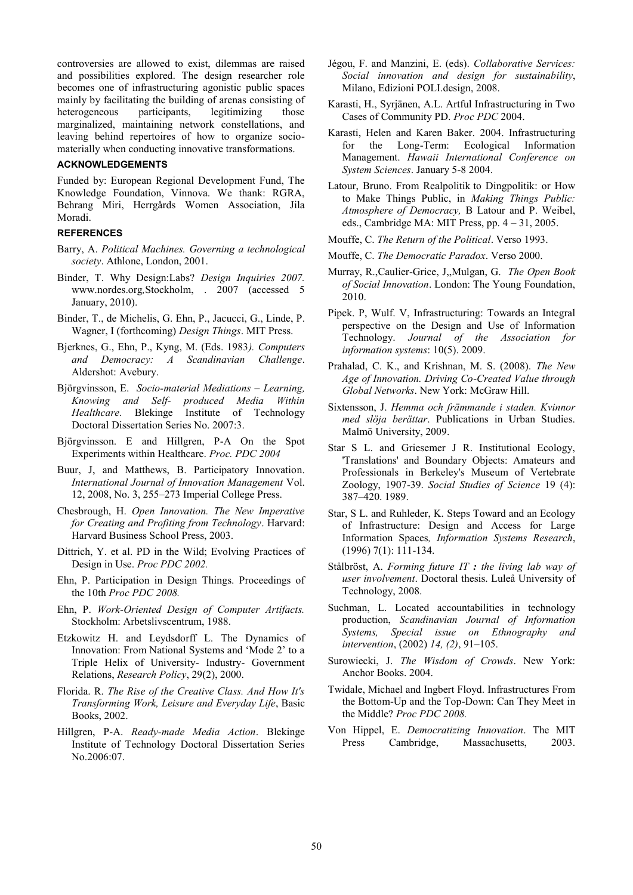controversies are allowed to exist, dilemmas are raised and possibilities explored. The design researcher role becomes one of infrastructuring agonistic public spaces mainly by facilitating the building of arenas consisting of heterogeneous participants, legitimizing those marginalized, maintaining network constellations, and leaving behind repertoires of how to organize socio-materially when conducting innovative transformations.

## ACKNOWLEDGEMENTS

Funded by: European Regional Development Fund, The Knowledge Foundation, Vinnova. We thank: RGRA, Behrang Miri, Herrgårds Women Association, Jila Moradi.

## REFERENCES

Barry, A. *Political Machines. Governing a technological society*. Athlone, London, 2001.

Binder, T. Why Design:Labs? *Design Inquiries 2007.* www.nordes.org*,*Stockholm, . 2007 (accessed 5 January, 2010).

Binder, T., de Michelis, G. Ehn, P., Jacucci, G., Linde, P. Wagner, I (forthcoming) *Design Things*. MIT Press.

Bjerknes, G., Ehn, P., Kyng, M. (Eds. 1983*). Computers and Democracy: A Scandinavian Challenge*. Aldershot: Avebury.

Björgvinsson, E. *Socio-material Mediations – Learning, Knowing and Self- produced Media Within Healthcare.* Blekinge Institute of Technology Doctoral Dissertation Series No. 2007:3.

Björgvinsson. E and Hillgren, P-A On the Spot Experiments within Healthcare. *Proc. PDC 2004*

Buur, J, and Matthews, B. Participatory Innovation. *International Journal of Innovation Management* Vol. 12, 2008, No. 3, 255–273 Imperial College Press.

Chesbrough, H. *Open Innovation. The New Imperative for Creating and Profiting from Technology*. Harvard: Harvard Business School Press, 2003.

Dittrich, Y. et al. PD in the Wild; Evolving Practices of Design in Use. *Proc PDC 2002.*

Ehn, P. Participation in Design Things. Proceedings of the 10th *Proc PDC 2008.*

Ehn, P. *Work-Oriented Design of Computer Artifacts.* Stockholm: Arbetslivscentrum, 1988.

Etzkowitz H. and Leydsdorff L. The Dynamics of Innovation: From National Systems and 'Mode 2' to a Triple Helix of University- Industry- Government Relations, *Research Policy*, 29(2), 2000.

Florida. R. *The Rise of the Creative Class. And How It's Transforming Work, Leisure and Everyday Life*, Basic Books, 2002.

Hillgren, P-A. *Ready-made Media Action*. Blekinge Institute of Technology Doctoral Dissertation Series No.2006:07.

Jégou, F. and Manzini, E. (eds). *Collaborative Services: Social innovation and design for sustainability*, Milano, Edizioni POLI.design, 2008.

Karasti, H., Syrjänen, A.L. Artful Infrastructuring in Two Cases of Community PD. *Proc PDC* 2004.

Karasti, Helen and Karen Baker. 2004. Infrastructuring for the Long-Term: Ecological Information Management. *Hawaii International Conference on System Sciences*. January 5-8 2004.

Latour, Bruno. From Realpolitik to Dingpolitik: or How to Make Things Public, in *Making Things Public: Atmosphere of Democracy,* B Latour and P. Weibel, eds., Cambridge MA: MIT Press, pp. 4 – 31, 2005.

Mouffe, C. *The Return of the Political*. Verso 1993.

Mouffe, C. *The Democratic Paradox*. Verso 2000.

Murray, R.,Caulier-Grice, J,,Mulgan, G. *The Open Book of Social Innovation*. London: The Young Foundation, 2010.

Pipek. P, Wulf. V, Infrastructuring: Towards an Integral perspective on the Design and Use of Information Technology. *Journal of the Association for information systems*: 10(5). 2009.

Prahalad, C. K., and Krishnan, M. S. (2008). *The New Age of Innovation. Driving Co-Created Value through Global Networks*. New York: McGraw Hill.

Sixtensson, J. *Hemma och främmande i staden. Kvinnor med slöja berättar*. Publications in Urban Studies. Malmö University, 2009.

Star S L. and Griesemer J R. Institutional Ecology, 'Translations' and Boundary Objects: Amateurs and Professionals in Berkeley's Museum of Vertebrate Zoology, 1907-39. *Social Studies of Science* 19 (4): 387–420. 1989.

Star, S L. and Ruhleder, K. Steps Toward and an Ecology of Infrastructure: Design and Access for Large Information Spaces*, Information Systems Research*, (1996) 7(1): 111-134.

Stålbröst, A. *Forming future IT : the living lab way of user involvement*. Doctoral thesis. Luleå University of Technology, 2008.

Suchman, L. Located accountabilities in technology production, *Scandinavian Journal of Information Systems, Special issue on Ethnography and intervention*, (2002) *14, (2)*, 91–105.

Surowiecki, J. *The Wisdom of Crowds*. New York: Anchor Books. 2004.

Twidale, Michael and Ingbert Floyd. Infrastructures From the Bottom-Up and the Top-Down: Can They Meet in the Middle? *Proc PDC 2008.*

Von Hippel, E. *Democratizing Innovation*. The MIT Press Cambridge, Massachusetts, 2003.